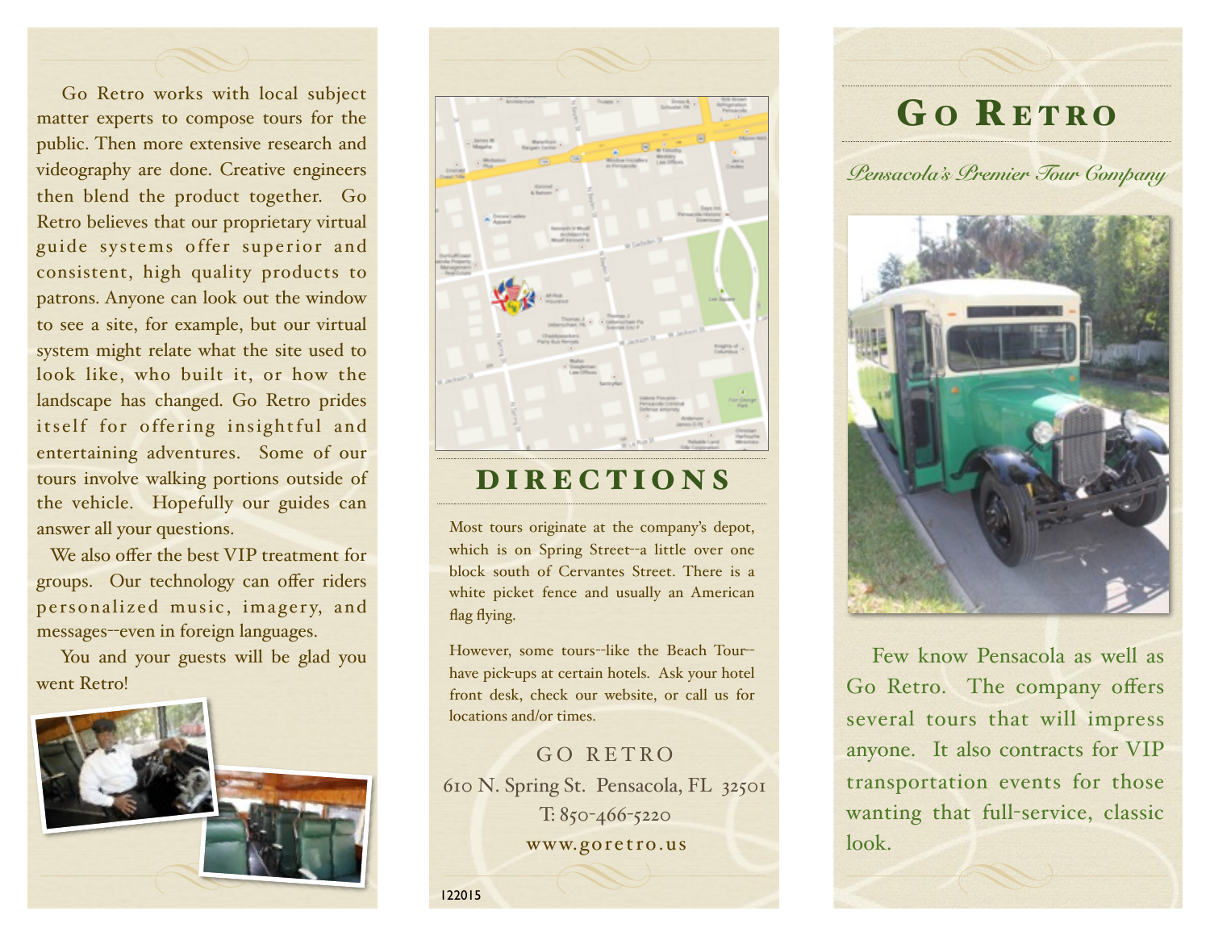Go Retro works with local subject matter experts to compose tours for the public. Then more extensive research and videography are done. Creative engineers then blend the product together. Go Retro believes that our proprietary virtual guide systems offer superior and consistent, high quality products to patrons. Anyone can look out the window to see a site, for example, but our virtual system might relate what the site used to look like, who built it, or how the landscape has changed. Go Retro prides itself for offering insightful and entertaining adventures. Some of our tours involve walking portions outside of the vehicle. Hopefully our guides can answer all your questions.

We also offer the best VIP treatment for groups. Our technology can offer riders personalized music, imagery, and messages--even in foreign languages.

You and your guests will be glad you went Retro!

## DIRECTIONS

Most tours originate at the company's depot, which is on Spring Street--a little over one block south of Cervantes Street. There is a white picket fence and usually an American flag flying.

However, some tours--like the Beach Tour--have pick-ups at certain hotels. Ask your hotel front desk, check our website, or call us for locations and/or times.

GO RETRO
610 N. Spring St. Pensacola, FL 32501
T: 850-466-5220
www.goretro.us

122015

# Go Retro

*Pensacola's Premier Tour Company*

Few know Pensacola as well as Go Retro. The company offers several tours that will impress anyone. It also contracts for VIP transportation events for those wanting that full-service, classic look.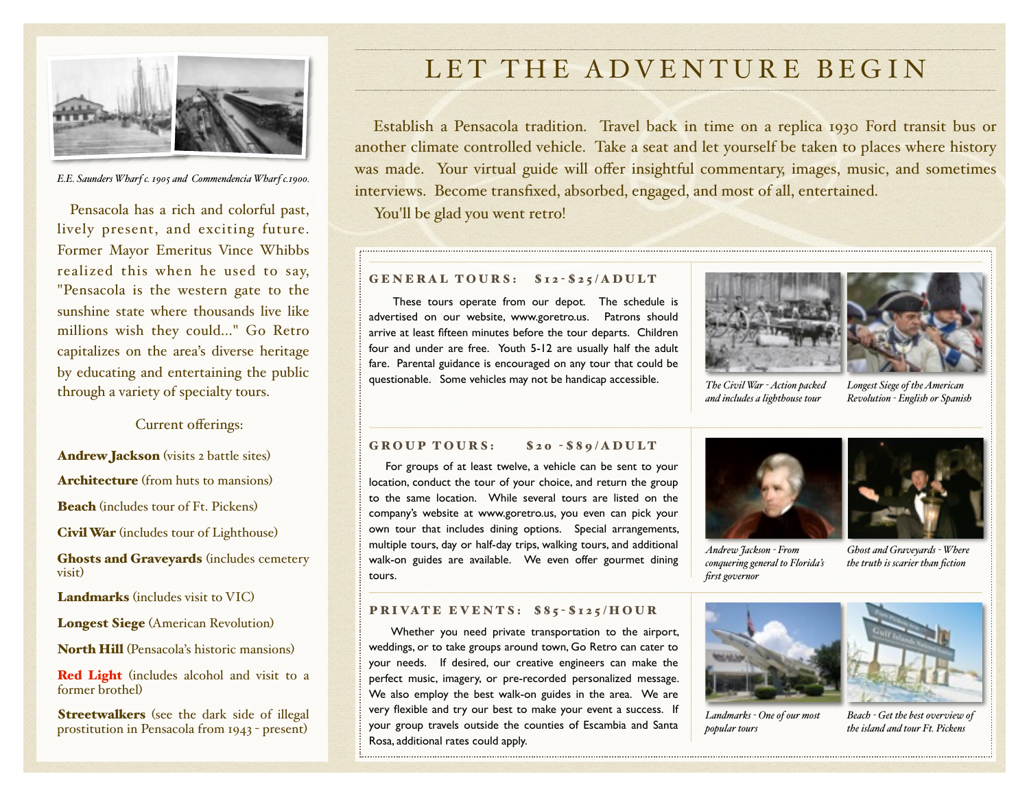*E.E. Saunders Wharf c. 1905 and Commendencia Wharf c.1900.*

Pensacola has a rich and colorful past, lively present, and exciting future. Former Mayor Emeritus Vince Whibbs realized this when he used to say, "Pensacola is the western gate to the sunshine state where thousands live like millions wish they could…" Go Retro capitalizes on the area's diverse heritage by educating and entertaining the public through a variety of specialty tours.

Current offerings:

**Andrew Jackson** (visits 2 battle sites)

**Architecture** (from huts to mansions)

**Beach** (includes tour of Ft. Pickens)

**Civil War** (includes tour of Lighthouse)

**Ghosts and Graveyards** (includes cemetery visit)

**Landmarks** (includes visit to VIC)

**Longest Siege** (American Revolution)

**North Hill** (Pensacola's historic mansions)

**Red Light** (includes alcohol and visit to a former brothel)

**Streetwalkers** (see the dark side of illegal prostitution in Pensacola from 1943 - present)

# LET THE ADVENTURE BEGIN

Establish a Pensacola tradition. Travel back in time on a replica 1930 Ford transit bus or another climate controlled vehicle. Take a seat and let yourself be taken to places where history was made. Your virtual guide will offer insightful commentary, images, music, and sometimes interviews. Become transfixed, absorbed, engaged, and most of all, entertained.

You'll be glad you went retro!

## GENERAL TOURS: $12-$25/ADULT

These tours operate from our depot. The schedule is advertised on our website, www.goretro.us. Patrons should arrive at least fifteen minutes before the tour departs. Children four and under are free. Youth 5-12 are usually half the adult fare. Parental guidance is encouraged on any tour that could be questionable. Some vehicles may not be handicap accessible.

*The Civil War - Action packed and includes a lighthouse tour*

*Longest Siege of the American Revolution - English or Spanish*

## GROUP TOURS: $20 - $89/ADULT

For groups of at least twelve, a vehicle can be sent to your location, conduct the tour of your choice, and return the group to the same location. While several tours are listed on the company's website at www.goretro.us, you even can pick your own tour that includes dining options. Special arrangements, multiple tours, day or half-day trips, walking tours, and additional walk-on guides are available. We even offer gourmet dining tours.

*Andrew Jackson - From conquering general to Florida's first governor*

*Ghost and Graveyards - Where the truth is scarier than fiction*

## PRIVATE EVENTS: $85-$125/HOUR

Whether you need private transportation to the airport, weddings, or to take groups around town, Go Retro can cater to your needs. If desired, our creative engineers can make the perfect music, imagery, or pre-recorded personalized message. We also employ the best walk-on guides in the area. We are very flexible and try our best to make your event a success. If your group travels outside the counties of Escambia and Santa Rosa, additional rates could apply.

*Landmarks - One of our most popular tours*

*Beach - Get the best overview of the island and tour Ft. Pickens*